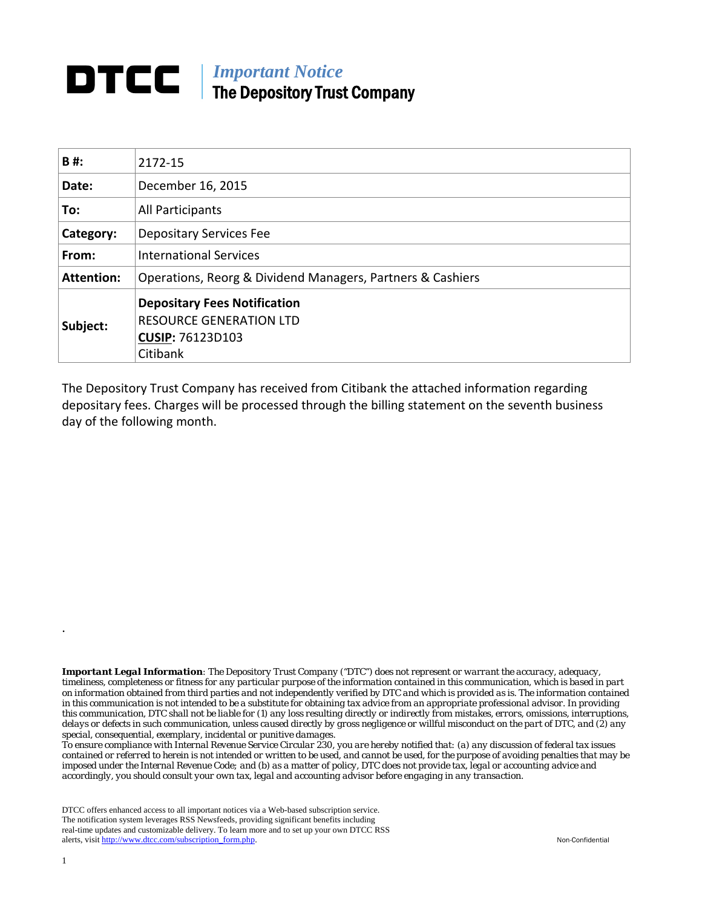# DTCC | *Important Notice* The Depository Trust Company

| **B #:** | 2172-15 |
|---|---|
| **Date:** | December 16, 2015 |
| **To:** | All Participants |
| **Category:** | Depositary Services Fee |
| **From:** | International Services |
| **Attention:** | Operations, Reorg & Dividend Managers, Partners & Cashiers |
| **Subject:** | **Depositary Fees Notification** RESOURCE GENERATION LTD **CUSIP:** 76123D103 Citibank |

The Depository Trust Company has received from Citibank the attached information regarding depositary fees. Charges will be processed through the billing statement on the seventh business day of the following month.

.

***Important Legal Information**: The Depository Trust Company ("DTC") does not represent or warrant the accuracy, adequacy, timeliness, completeness or fitness for any particular purpose of the information contained in this communication, which is based in part on information obtained from third parties and not independently verified by DTC and which is provided as is. The information contained in this communication is not intended to be a substitute for obtaining tax advice from an appropriate professional advisor. In providing this communication, DTC shall not be liable for (1) any loss resulting directly or indirectly from mistakes, errors, omissions, interruptions, delays or defects in such communication, unless caused directly by gross negligence or willful misconduct on the part of DTC, and (2) any special, consequential, exemplary, incidental or punitive damages.*

*To ensure compliance with Internal Revenue Service Circular 230, you are hereby notified that: (a) any discussion of federal tax issues contained or referred to herein is not intended or written to be used, and cannot be used, for the purpose of avoiding penalties that may be imposed under the Internal Revenue Code; and (b) as a matter of policy, DTC does not provide tax, legal or accounting advice and accordingly, you should consult your own tax, legal and accounting advisor before engaging in any transaction.*

DTCC offers enhanced access to all important notices via a Web-based subscription service. The notification system leverages RSS Newsfeeds, providing significant benefits including real-time updates and customizable delivery. To learn more and to set up your own DTCC RSS alerts, visit http://www.dtcc.com/subscription_form.php.

Non-Confidential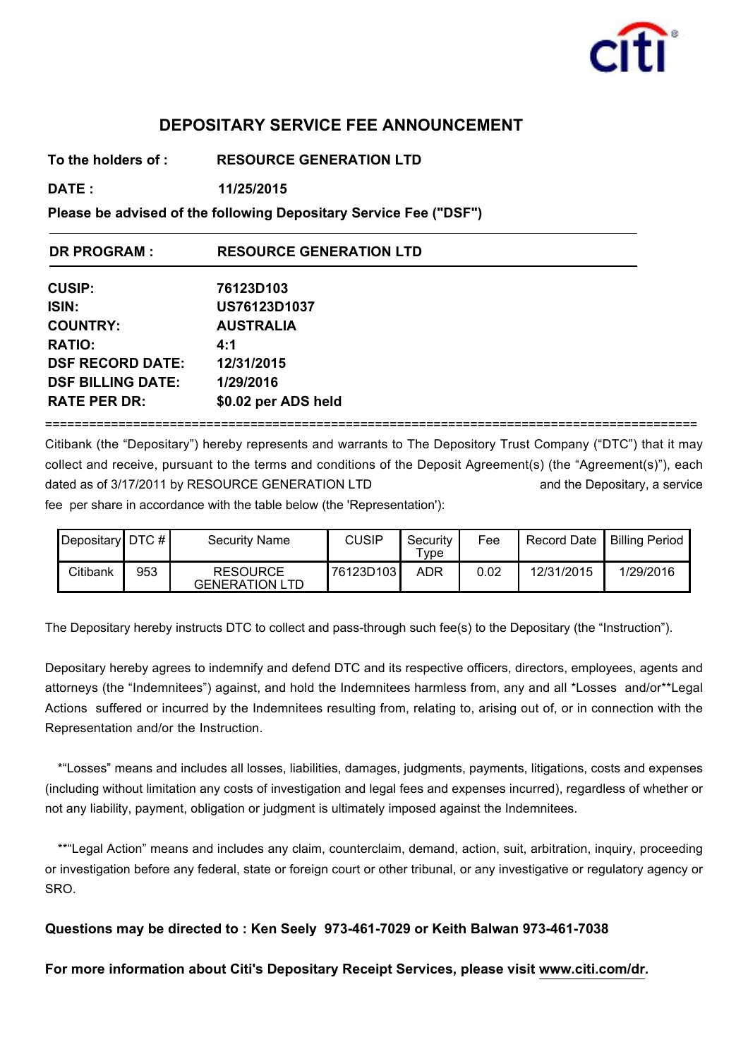# DEPOSITARY SERVICE FEE ANNOUNCEMENT

**To the holders of :** **RESOURCE GENERATION LTD**

**DATE :** **11/25/2015**

**Please be advised of the following Depositary Service Fee ("DSF")**

---

**DR PROGRAM :** **RESOURCE GENERATION LTD**

---

**CUSIP:** **76123D103**
**ISIN:** **US76123D1037**
**COUNTRY:** **AUSTRALIA**
**RATIO:** **4:1**
**DSF RECORD DATE:** **12/31/2015**
**DSF BILLING DATE:** **1/29/2016**
**RATE PER DR:** **$0.02 per ADS held**

=========================================================================================

Citibank (the "Depositary") hereby represents and warrants to The Depository Trust Company ("DTC") that it may collect and receive, pursuant to the terms and conditions of the Deposit Agreement(s) (the "Agreement(s)"), each dated as of 3/17/2011 by RESOURCE GENERATION LTD and the Depositary, a service fee per share in accordance with the table below (the 'Representation'):

| Depositary | DTC # | Security Name | CUSIP | Security Type | Fee | Record Date | Billing Period |
|---|---|---|---|---|---|---|---|
| Citibank | 953 | RESOURCE GENERATION LTD | 76123D103 | ADR | 0.02 | 12/31/2015 | 1/29/2016 |

The Depositary hereby instructs DTC to collect and pass-through such fee(s) to the Depositary (the "Instruction").

Depositary hereby agrees to indemnify and defend DTC and its respective officers, directors, employees, agents and attorneys (the "Indemnitees") against, and hold the Indemnitees harmless from, any and all *Losses and/or**Legal Actions suffered or incurred by the Indemnitees resulting from, relating to, arising out of, or in connection with the Representation and/or the Instruction.

*"Losses" means and includes all losses, liabilities, damages, judgments, payments, litigations, costs and expenses (including without limitation any costs of investigation and legal fees and expenses incurred), regardless of whether or not any liability, payment, obligation or judgment is ultimately imposed against the Indemnitees.

**"Legal Action" means and includes any claim, counterclaim, demand, action, suit, arbitration, inquiry, proceeding or investigation before any federal, state or foreign court or other tribunal, or any investigative or regulatory agency or SRO.

**Questions may be directed to : Ken Seely 973-461-7029 or Keith Balwan 973-461-7038**

**For more information about Citi's Depositary Receipt Services, please visit www.citi.com/dr.**